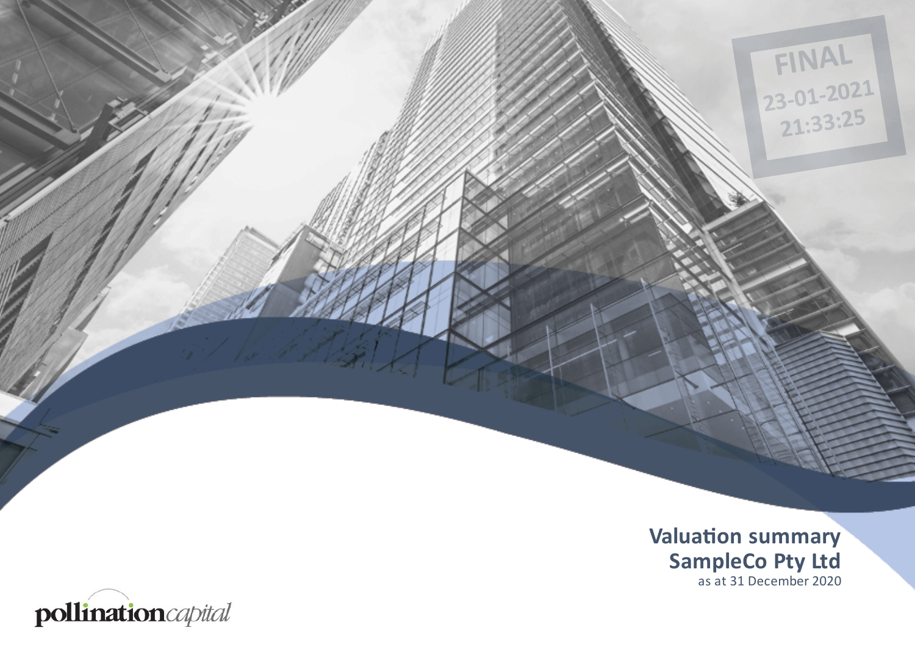FINAL
23-01-2021
21:33:25

# Valuation summary
# SampleCo Pty Ltd

as at 31 December 2020

pollinationcapital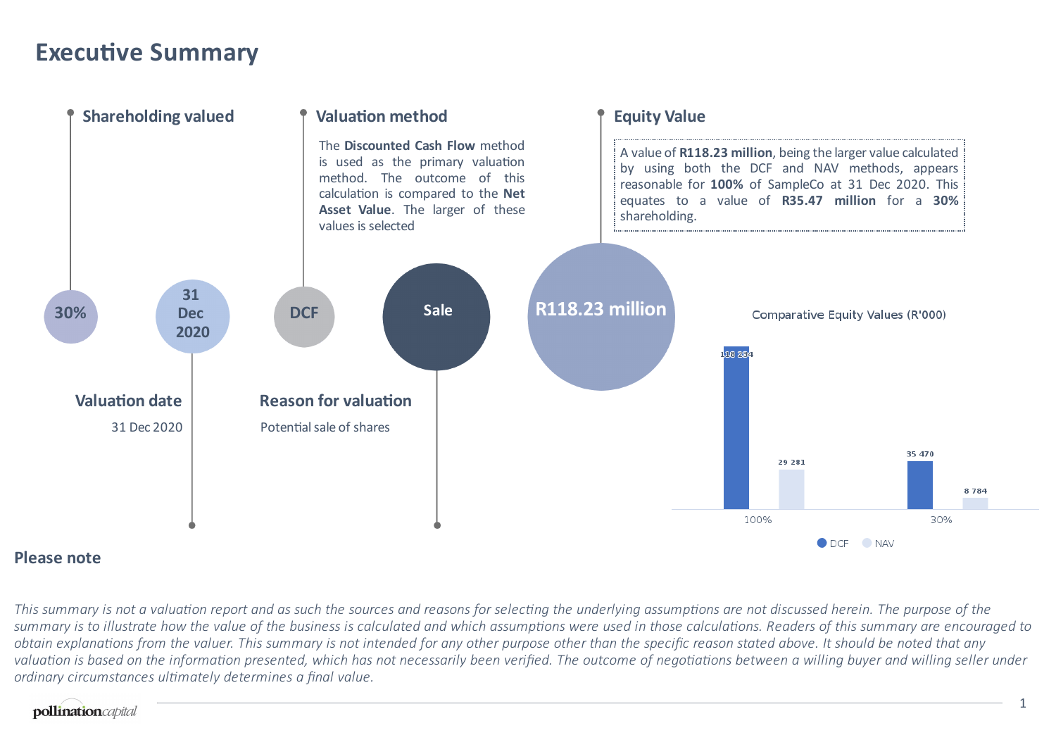# Executive Summary

## Shareholding valued

30%

## Valuation date

31 Dec 2020

## Valuation method

The **Discounted Cash Flow** method is used as the primary valuation method. The outcome of this calculation is compared to the **Net Asset Value**. The larger of these values is selected

DCF

## Reason for valuation

Potential sale of shares

Sale

## Equity Value

A value of **R118.23 million**, being the larger value calculated by using both the DCF and NAV methods, appears reasonable for **100%** of SampleCo at 31 Dec 2020. This equates to a value of **R35.47 million** for a **30%** shareholding.

**R118.23 million**

Comparative Equity Values (R'000)

| | DCF | NAV |
|---|---|---|
| 100% | 118 234 | 29 281 |
| 30% | 35 470 | 8 784 |

## Please note

*This summary is not a valuation report and as such the sources and reasons for selecting the underlying assumptions are not discussed herein. The purpose of the summary is to illustrate how the value of the business is calculated and which assumptions were used in those calculations. Readers of this summary are encouraged to obtain explanations from the valuer. This summary is not intended for any other purpose other than the specific reason stated above. It should be noted that any valuation is based on the information presented, which has not necessarily been verified. The outcome of negotiations between a willing buyer and willing seller under ordinary circumstances ultimately determines a final value.*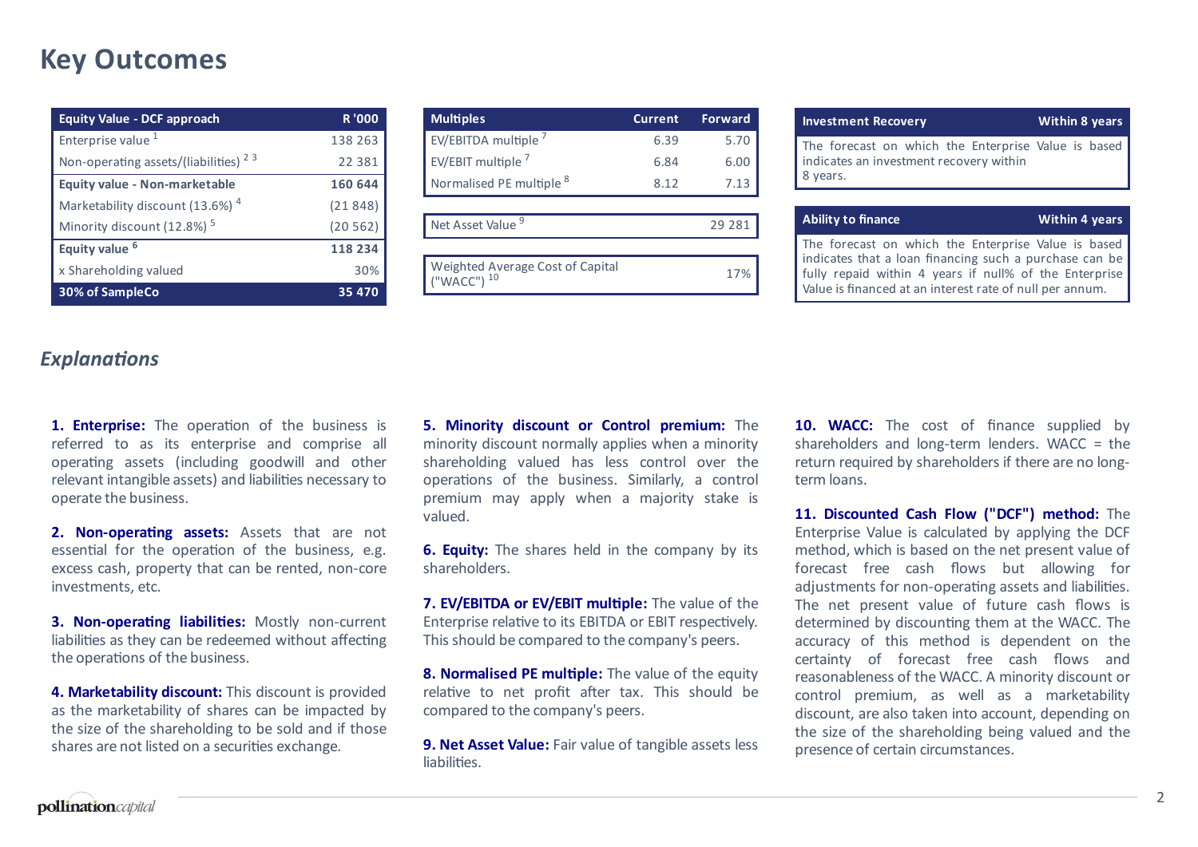# Key Outcomes

| Equity Value - DCF approach | R '000 |
|---|---|
| Enterprise value [1] | 138 263 |
| Non-operating assets/(liabilities) [2 3] | 22 381 |
| **Equity value - Non-marketable** | **160 644** |
| Marketability discount (13.6%) [4] | (21 848) |
| Minority discount (12.8%) [5] | (20 562) |
| **Equity value [6]** | **118 234** |
| x Shareholding valued | 30% |
| **30% of SampleCo** | **35 470** |

| Multiples | Current | Forward |
|---|---|---|
| EV/EBITDA multiple [7] | 6.39 | 5.70 |
| EV/EBIT multiple [7] | 6.84 | 6.00 |
| Normalised PE multiple [8] | 8.12 | 7.13 |

| | |
|---|---|
| Net Asset Value [9] | 29 281 |
| Weighted Average Cost of Capital ("WACC") [10] | 17% |

| Investment Recovery | Within 8 years |
|---|---|
| The forecast on which the Enterprise Value is based indicates an investment recovery within 8 years. | |

| Ability to finance | Within 4 years |
|---|---|
| The forecast on which the Enterprise Value is based indicates that a loan financing such a purchase can be fully repaid within 4 years if null% of the Enterprise Value is financed at an interest rate of null per annum. | |

## *Explanations*

**1. Enterprise:** The operation of the business is referred to as its enterprise and comprise all operating assets (including goodwill and other relevant intangible assets) and liabilities necessary to operate the business.

**2. Non-operating assets:** Assets that are not essential for the operation of the business, e.g. excess cash, property that can be rented, non-core investments, etc.

**3. Non-operating liabilities:** Mostly non-current liabilities as they can be redeemed without affecting the operations of the business.

**4. Marketability discount:** This discount is provided as the marketability of shares can be impacted by the size of the shareholding to be sold and if those shares are not listed on a securities exchange.

**5. Minority discount or Control premium:** The minority discount normally applies when a minority shareholding valued has less control over the operations of the business. Similarly, a control premium may apply when a majority stake is valued.

**6. Equity:** The shares held in the company by its shareholders.

**7. EV/EBITDA or EV/EBIT multiple:** The value of the Enterprise relative to its EBITDA or EBIT respectively. This should be compared to the company's peers.

**8. Normalised PE multiple:** The value of the equity relative to net profit after tax. This should be compared to the company's peers.

**9. Net Asset Value:** Fair value of tangible assets less liabilities.

**10. WACC:** The cost of finance supplied by shareholders and long-term lenders. WACC = the return required by shareholders if there are no long-term loans.

**11. Discounted Cash Flow ("DCF") method:** The Enterprise Value is calculated by applying the DCF method, which is based on the net present value of forecast free cash flows but allowing for adjustments for non-operating assets and liabilities. The net present value of future cash flows is determined by discounting them at the WACC. The accuracy of this method is dependent on the certainty of forecast free cash flows and reasonableness of the WACC. A minority discount or control premium, as well as a marketability discount, are also taken into account, depending on the size of the shareholding being valued and the presence of certain circumstances.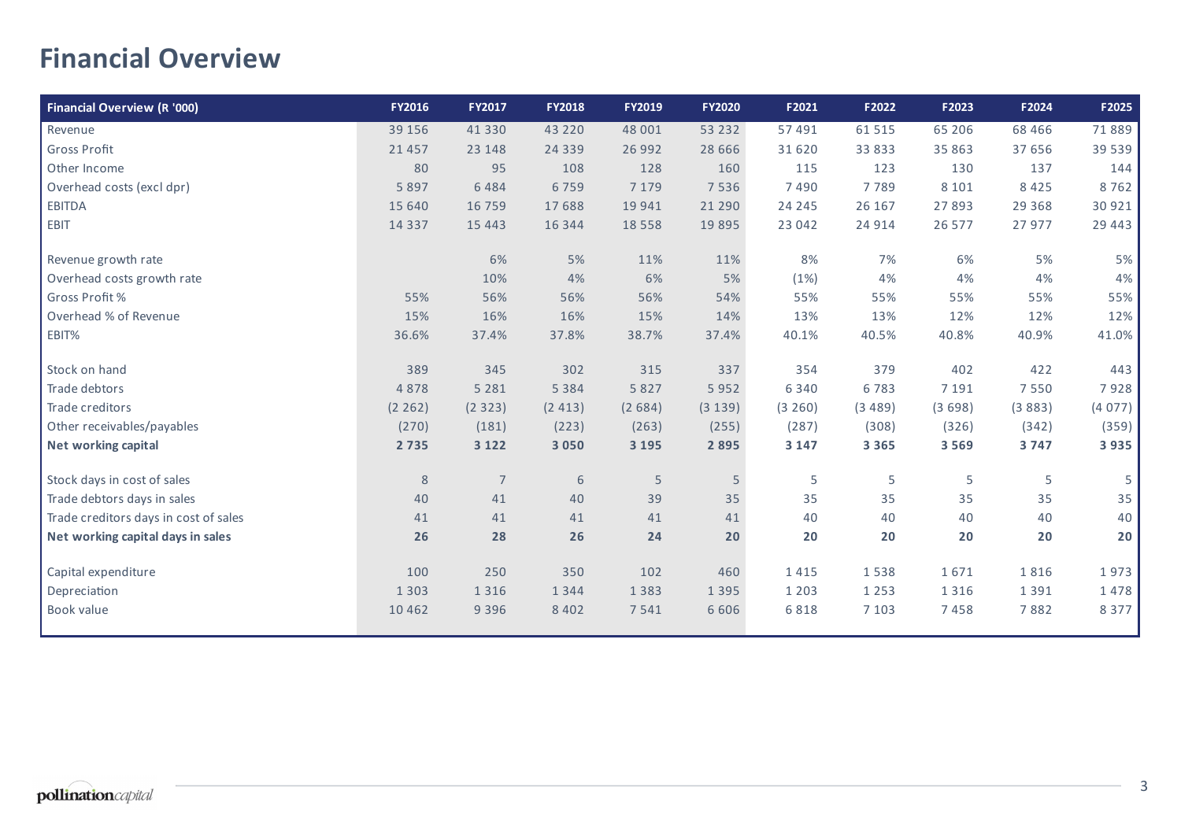# Financial Overview

| Financial Overview (R '000) | FY2016 | FY2017 | FY2018 | FY2019 | FY2020 | F2021 | F2022 | F2023 | F2024 | F2025 |
|---|---|---|---|---|---|---|---|---|---|---|
| Revenue | 39 156 | 41 330 | 43 220 | 48 001 | 53 232 | 57 491 | 61 515 | 65 206 | 68 466 | 71 889 |
| Gross Profit | 21 457 | 23 148 | 24 339 | 26 992 | 28 666 | 31 620 | 33 833 | 35 863 | 37 656 | 39 539 |
| Other Income | 80 | 95 | 108 | 128 | 160 | 115 | 123 | 130 | 137 | 144 |
| Overhead costs (excl dpr) | 5 897 | 6 484 | 6 759 | 7 179 | 7 536 | 7 490 | 7 789 | 8 101 | 8 425 | 8 762 |
| EBITDA | 15 640 | 16 759 | 17 688 | 19 941 | 21 290 | 24 245 | 26 167 | 27 893 | 29 368 | 30 921 |
| EBIT | 14 337 | 15 443 | 16 344 | 18 558 | 19 895 | 23 042 | 24 914 | 26 577 | 27 977 | 29 443 |
| | | | | | | | | | | |
| Revenue growth rate | | 6% | 5% | 11% | 11% | 8% | 7% | 6% | 5% | 5% |
| Overhead costs growth rate | | 10% | 4% | 6% | 5% | (1%) | 4% | 4% | 4% | 4% |
| Gross Profit % | 55% | 56% | 56% | 56% | 54% | 55% | 55% | 55% | 55% | 55% |
| Overhead % of Revenue | 15% | 16% | 16% | 15% | 14% | 13% | 13% | 12% | 12% | 12% |
| EBIT% | 36.6% | 37.4% | 37.8% | 38.7% | 37.4% | 40.1% | 40.5% | 40.8% | 40.9% | 41.0% |
| | | | | | | | | | | |
| Stock on hand | 389 | 345 | 302 | 315 | 337 | 354 | 379 | 402 | 422 | 443 |
| Trade debtors | 4 878 | 5 281 | 5 384 | 5 827 | 5 952 | 6 340 | 6 783 | 7 191 | 7 550 | 7 928 |
| Trade creditors | (2 262) | (2 323) | (2 413) | (2 684) | (3 139) | (3 260) | (3 489) | (3 698) | (3 883) | (4 077) |
| Other receivables/payables | (270) | (181) | (223) | (263) | (255) | (287) | (308) | (326) | (342) | (359) |
| **Net working capital** | **2 735** | **3 122** | **3 050** | **3 195** | **2 895** | **3 147** | **3 365** | **3 569** | **3 747** | **3 935** |
| | | | | | | | | | | |
| Stock days in cost of sales | 8 | 7 | 6 | 5 | 5 | 5 | 5 | 5 | 5 | 5 |
| Trade debtors days in sales | 40 | 41 | 40 | 39 | 35 | 35 | 35 | 35 | 35 | 35 |
| Trade creditors days in cost of sales | 41 | 41 | 41 | 41 | 41 | 40 | 40 | 40 | 40 | 40 |
| **Net working capital days in sales** | **26** | **28** | **26** | **24** | **20** | **20** | **20** | **20** | **20** | **20** |
| | | | | | | | | | | |
| Capital expenditure | 100 | 250 | 350 | 102 | 460 | 1 415 | 1 538 | 1 671 | 1 816 | 1 973 |
| Depreciation | 1 303 | 1 316 | 1 344 | 1 383 | 1 395 | 1 203 | 1 253 | 1 316 | 1 391 | 1 478 |
| Book value | 10 462 | 9 396 | 8 402 | 7 541 | 6 606 | 6 818 | 7 103 | 7 458 | 7 882 | 8 377 |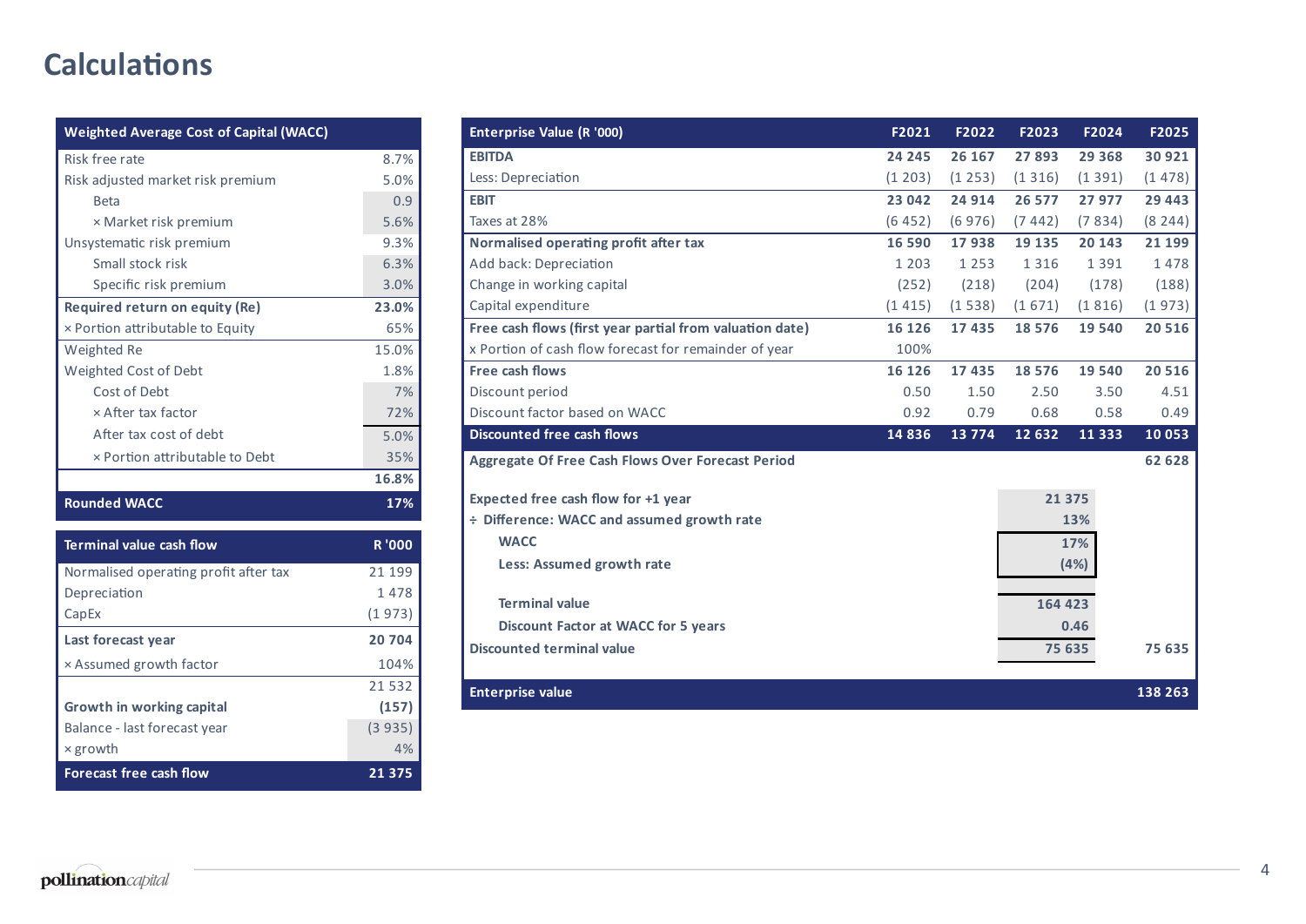# Calculations

| Weighted Average Cost of Capital (WACC) | |
|---|---|
| Risk free rate | 8.7% |
| Risk adjusted market risk premium | 5.0% |
| Beta | 0.9 |
| × Market risk premium | 5.6% |
| Unsystematic risk premium | 9.3% |
| Small stock risk | 6.3% |
| Specific risk premium | 3.0% |
| **Required return on equity (Re)** | **23.0%** |
| × Portion attributable to Equity | 65% |
| Weighted Re | 15.0% |
| Weighted Cost of Debt | 1.8% |
| Cost of Debt | 7% |
| × After tax factor | 72% |
| After tax cost of debt | 5.0% |
| × Portion attributable to Debt | 35% |
| | **16.8%** |
| **Rounded WACC** | **17%** |

| Terminal value cash flow | R '000 |
|---|---|
| Normalised operating profit after tax | 21 199 |
| Depreciation | 1 478 |
| CapEx | (1 973) |
| **Last forecast year** | **20 704** |
| × Assumed growth factor | 104% |
| | 21 532 |
| **Growth in working capital** | **(157)** |
| Balance - last forecast year | (3 935) |
| × growth | 4% |
| **Forecast free cash flow** | **21 375** |

| Enterprise Value (R '000) | F2021 | F2022 | F2023 | F2024 | F2025 |
|---|---|---|---|---|---|
| **EBITDA** | **24 245** | **26 167** | **27 893** | **29 368** | **30 921** |
| Less: Depreciation | (1 203) | (1 253) | (1 316) | (1 391) | (1 478) |
| **EBIT** | **23 042** | **24 914** | **26 577** | **27 977** | **29 443** |
| Taxes at 28% | (6 452) | (6 976) | (7 442) | (7 834) | (8 244) |
| **Normalised operating profit after tax** | **16 590** | **17 938** | **19 135** | **20 143** | **21 199** |
| Add back: Depreciation | 1 203 | 1 253 | 1 316 | 1 391 | 1 478 |
| Change in working capital | (252) | (218) | (204) | (178) | (188) |
| Capital expenditure | (1 415) | (1 538) | (1 671) | (1 816) | (1 973) |
| **Free cash flows (first year partial from valuation date)** | **16 126** | **17 435** | **18 576** | **19 540** | **20 516** |
| x Portion of cash flow forecast for remainder of year | 100% | | | | |
| **Free cash flows** | **16 126** | **17 435** | **18 576** | **19 540** | **20 516** |
| Discount period | 0.50 | 1.50 | 2.50 | 3.50 | 4.51 |
| Discount factor based on WACC | 0.92 | 0.79 | 0.68 | 0.58 | 0.49 |
| **Discounted free cash flows** | **14 836** | **13 774** | **12 632** | **11 333** | **10 053** |
| **Aggregate Of Free Cash Flows Over Forecast Period** | | | | | **62 628** |
| **Expected free cash flow for +1 year** | | | 21 375 | | |
| **÷ Difference: WACC and assumed growth rate** | | | 13% | | |
| **WACC** | | | 17% | | |
| **Less: Assumed growth rate** | | | (4%) | | |
| **Terminal value** | | | 164 423 | | |
| **Discount Factor at WACC for 5 years** | | | 0.46 | | |
| **Discounted terminal value** | | | 75 635 | | **75 635** |
| **Enterprise value** | | | | | **138 263** |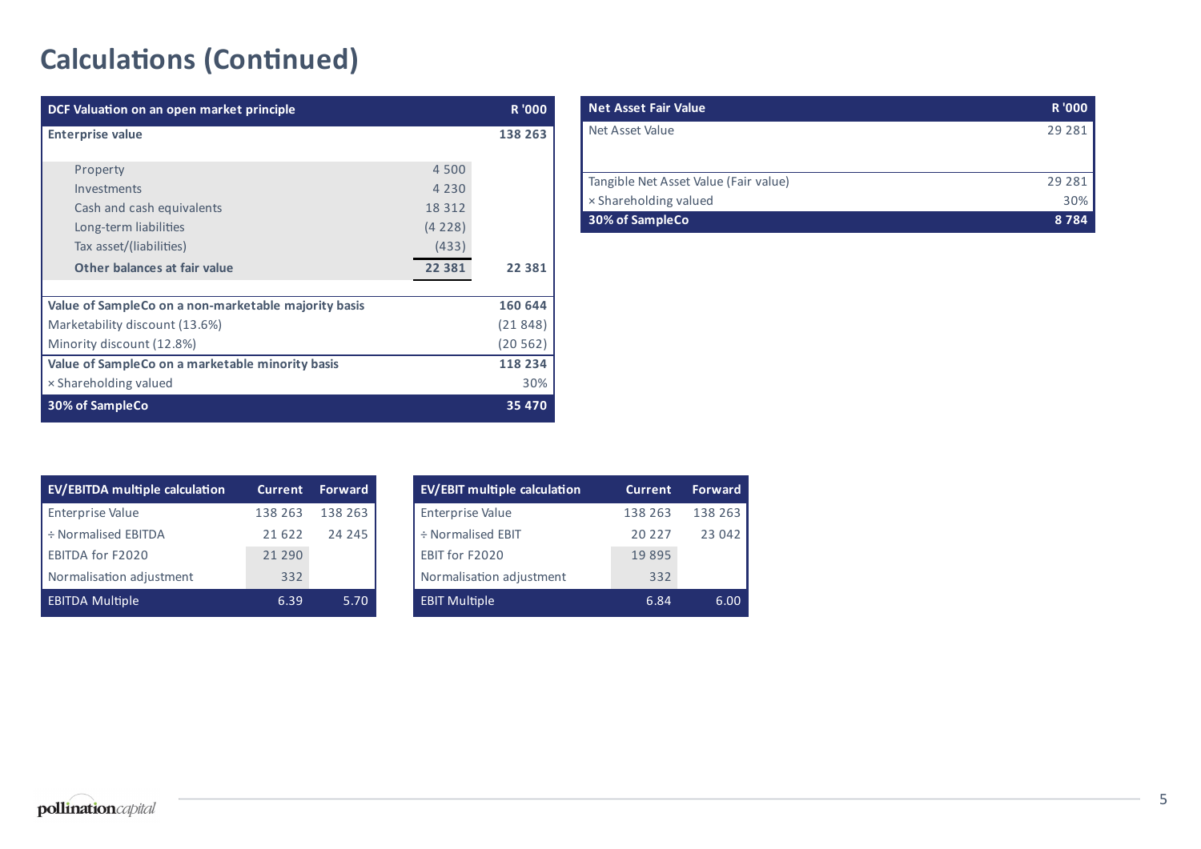# Calculations (Continued)

| DCF Valuation on an open market principle | | R '000 |
|---|---|---|
| **Enterprise value** | | **138 263** |
| Property | 4 500 | |
| Investments | 4 230 | |
| Cash and cash equivalents | 18 312 | |
| Long-term liabilities | (4 228) | |
| Tax asset/(liabilities) | (433) | |
| **Other balances at fair value** | **22 381** | **22 381** |
| **Value of SampleCo on a non-marketable majority basis** | | **160 644** |
| Marketability discount (13.6%) | | (21 848) |
| Minority discount (12.8%) | | (20 562) |
| **Value of SampleCo on a marketable minority basis** | | **118 234** |
| × Shareholding valued | | 30% |
| **30% of SampleCo** | | **35 470** |

| Net Asset Fair Value | R '000 |
|---|---|
| Net Asset Value | 29 281 |
| Tangible Net Asset Value (Fair value) | 29 281 |
| × Shareholding valued | 30% |
| **30% of SampleCo** | **8 784** |

| EV/EBITDA multiple calculation | Current | Forward |
|---|---|---|
| Enterprise Value | 138 263 | 138 263 |
| ÷ Normalised EBITDA | 21 622 | 24 245 |
| EBITDA for F2020 | 21 290 | |
| Normalisation adjustment | 332 | |
| EBITDA Multiple | 6.39 | 5.70 |

| EV/EBIT multiple calculation | Current | Forward |
|---|---|---|
| Enterprise Value | 138 263 | 138 263 |
| ÷ Normalised EBIT | 20 227 | 23 042 |
| EBIT for F2020 | 19 895 | |
| Normalisation adjustment | 332 | |
| EBIT Multiple | 6.84 | 6.00 |